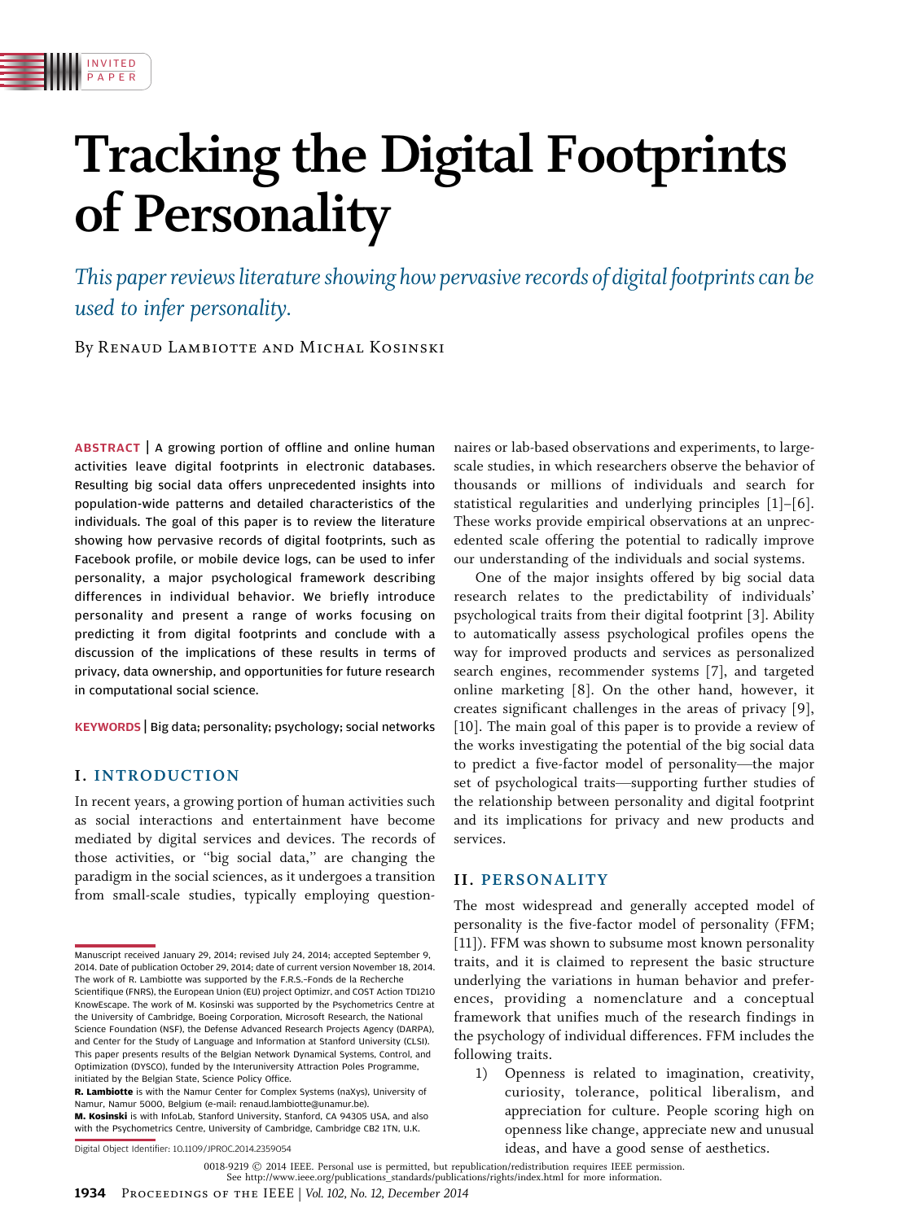INVITED PAPER

# Tracking the Digital Footprints of Personality

*This paper reviews literature showing how pervasive records of digital footprints can be used to infer personality.*

By Renaud Lambiotte and Michal Kosinski

**ABSTRACT** | A growing portion of offline and online human activities leave digital footprints in electronic databases. Resulting big social data offers unprecedented insights into population-wide patterns and detailed characteristics of the individuals. The goal of this paper is to review the literature showing how pervasive records of digital footprints, such as Facebook profile, or mobile device logs, can be used to infer personality, a major psychological framework describing differences in individual behavior. We briefly introduce personality and present a range of works focusing on predicting it from digital footprints and conclude with a discussion of the implications of these results in terms of privacy, data ownership, and opportunities for future research in computational social science.

**KEYWORDS** | Big data; personality; psychology; social networks

## I. INTRODUCTION

In recent years, a growing portion of human activities such as social interactions and entertainment have become mediated by digital services and devices. The records of those activities, or "big social data," are changing the paradigm in the social sciences, as it undergoes a transition from small-scale studies, typically employing questionnaires or lab-based observations and experiments, to large-scale studies, in which researchers observe the behavior of thousands or millions of individuals and search for statistical regularities and underlying principles [1]–[6]. These works provide empirical observations at an unprecedented scale offering the potential to radically improve our understanding of the individuals and social systems.

One of the major insights offered by big social data research relates to the predictability of individuals' psychological traits from their digital footprint [3]. Ability to automatically assess psychological profiles opens the way for improved products and services as personalized search engines, recommender systems [7], and targeted online marketing [8]. On the other hand, however, it creates significant challenges in the areas of privacy [9], [10]. The main goal of this paper is to provide a review of the works investigating the potential of the big social data to predict a five-factor model of personality—the major set of psychological traits—supporting further studies of the relationship between personality and digital footprint and its implications for privacy and new products and services.

## II. PERSONALITY

The most widespread and generally accepted model of personality is the five-factor model of personality (FFM; [11]). FFM was shown to subsume most known personality traits, and it is claimed to represent the basic structure underlying the variations in human behavior and preferences, providing a nomenclature and a conceptual framework that unifies much of the research findings in the psychology of individual differences. FFM includes the following traits.

1) Openness is related to imagination, creativity, curiosity, tolerance, political liberalism, and appreciation for culture. People scoring high on openness like change, appreciate new and unusual ideas, and have a good sense of aesthetics.

---

Manuscript received January 29, 2014; revised July 24, 2014; accepted September 9, 2014. Date of publication October 29, 2014; date of current version November 18, 2014. The work of R. Lambiotte was supported by the F.R.S.-Fonds de la Recherche Scientifique (FNRS), the European Union (EU) project Optimizr, and COST Action TD1210 KnowEscape. The work of M. Kosinski was supported by the Psychometrics Centre at the University of Cambridge, Boeing Corporation, Microsoft Research, the National Science Foundation (NSF), the Defense Advanced Research Projects Agency (DARPA), and Center for the Study of Language and Information at Stanford University (CLSI). This paper presents results of the Belgian Network Dynamical Systems, Control, and Optimization (DYSCO), funded by the Interuniversity Attraction Poles Programme, initiated by the Belgian State, Science Policy Office.

**R. Lambiotte** is with the Namur Center for Complex Systems (naXys), University of Namur, Namur 5000, Belgium (e-mail: renaud.lambiotte@unamur.be).

**M. Kosinski** is with InfoLab, Stanford University, Stanford, CA 94305 USA, and also with the Psychometrics Centre, University of Cambridge, Cambridge CB2 1TN, U.K.

Digital Object Identifier: 10.1109/JPROC.2014.2359054

0018-9219 © 2014 IEEE. Personal use is permitted, but republication/redistribution requires IEEE permission. See http://www.ieee.org/publications_standards/publications/rights/index.html for more information.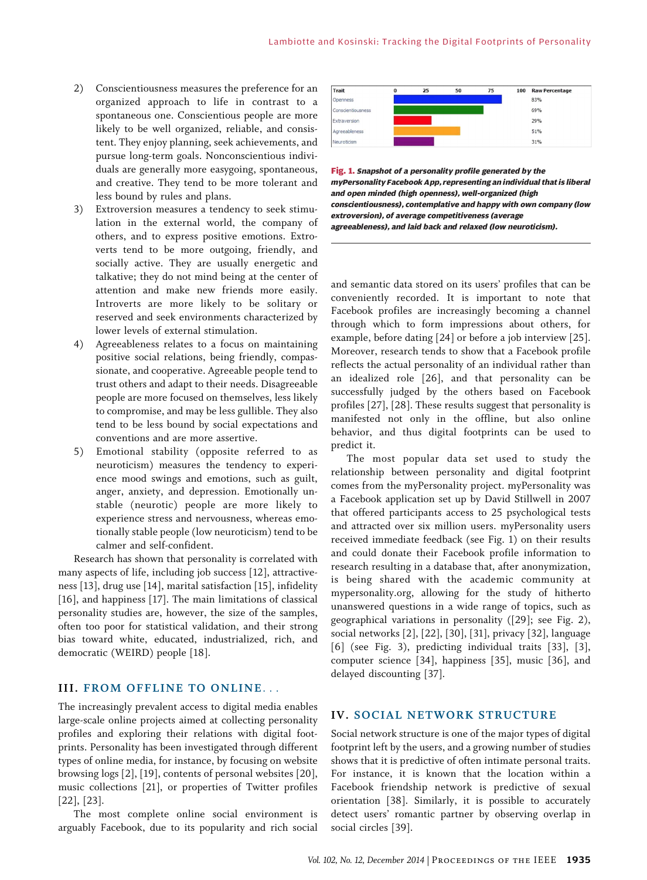2) Conscientiousness measures the preference for an organized approach to life in contrast to a spontaneous one. Conscientious people are more likely to be well organized, reliable, and consistent. They enjoy planning, seek achievements, and pursue long-term goals. Nonconscientious individuals are generally more easygoing, spontaneous, and creative. They tend to be more tolerant and less bound by rules and plans.
3) Extroversion measures a tendency to seek stimulation in the external world, the company of others, and to express positive emotions. Extroverts tend to be more outgoing, friendly, and socially active. They are usually energetic and talkative; they do not mind being at the center of attention and make new friends more easily. Introverts are more likely to be solitary or reserved and seek environments characterized by lower levels of external stimulation.
4) Agreeableness relates to a focus on maintaining positive social relations, being friendly, compassionate, and cooperative. Agreeable people tend to trust others and adapt to their needs. Disagreeable people are more focused on themselves, less likely to compromise, and may be less gullible. They also tend to be less bound by social expectations and conventions and are more assertive.
5) Emotional stability (opposite referred to as neuroticism) measures the tendency to experience mood swings and emotions, such as guilt, anger, anxiety, and depression. Emotionally unstable (neurotic) people are more likely to experience stress and nervousness, whereas emotionally stable people (low neuroticism) tend to be calmer and self-confident.

Research has shown that personality is correlated with many aspects of life, including job success [12], attractiveness [13], drug use [14], marital satisfaction [15], infidelity [16], and happiness [17]. The main limitations of classical personality studies are, however, the size of the samples, often too poor for statistical validation, and their strong bias toward white, educated, industrialized, rich, and democratic (WEIRD) people [18].

## III. FROM OFFLINE TO ONLINE...

The increasingly prevalent access to digital media enables large-scale online projects aimed at collecting personality profiles and exploring their relations with digital footprints. Personality has been investigated through different types of online media, for instance, by focusing on website browsing logs [2], [19], contents of personal websites [20], music collections [21], or properties of Twitter profiles [22], [23].

The most complete online social environment is arguably Facebook, due to its popularity and rich social and semantic data stored on its users' profiles that can be conveniently recorded. It is important to note that Facebook profiles are increasingly becoming a channel through which to form impressions about others, for example, before dating [24] or before a job interview [25]. Moreover, research tends to show that a Facebook profile reflects the actual personality of an individual rather than an idealized role [26], and that personality can be successfully judged by the others based on Facebook profiles [27], [28]. These results suggest that personality is manifested not only in the offline, but also online behavior, and thus digital footprints can be used to predict it.

| Trait | 0 25 50 75 100 | Raw Percentage |
|---|---|---|
| Openness | | 83% |
| Conscientiousness | | 69% |
| Extraversion | | 29% |
| Agreeableness | | 51% |
| Neuroticism | | 31% |

**Fig. 1.** *Snapshot of a personality profile generated by the myPersonality Facebook App, representing an individual that is liberal and open minded (high openness), well-organized (high conscientiousness), contemplative and happy with own company (low extroversion), of average competitiveness (average agreeableness), and laid back and relaxed (low neuroticism).*

The most popular data set used to study the relationship between personality and digital footprint comes from the myPersonality project. myPersonality was a Facebook application set up by David Stillwell in 2007 that offered participants access to 25 psychological tests and attracted over six million users. myPersonality users received immediate feedback (see Fig. 1) on their results and could donate their Facebook profile information to research resulting in a database that, after anonymization, is being shared with the academic community at mypersonality.org, allowing for the study of hitherto unanswered questions in a wide range of topics, such as geographical variations in personality ([29]; see Fig. 2), social networks [2], [22], [30], [31], privacy [32], language [6] (see Fig. 3), predicting individual traits [33], [3], computer science [34], happiness [35], music [36], and delayed discounting [37].

## IV. SOCIAL NETWORK STRUCTURE

Social network structure is one of the major types of digital footprint left by the users, and a growing number of studies shows that it is predictive of often intimate personal traits. For instance, it is known that the location within a Facebook friendship network is predictive of sexual orientation [38]. Similarly, it is possible to accurately detect users' romantic partner by observing overlap in social circles [39].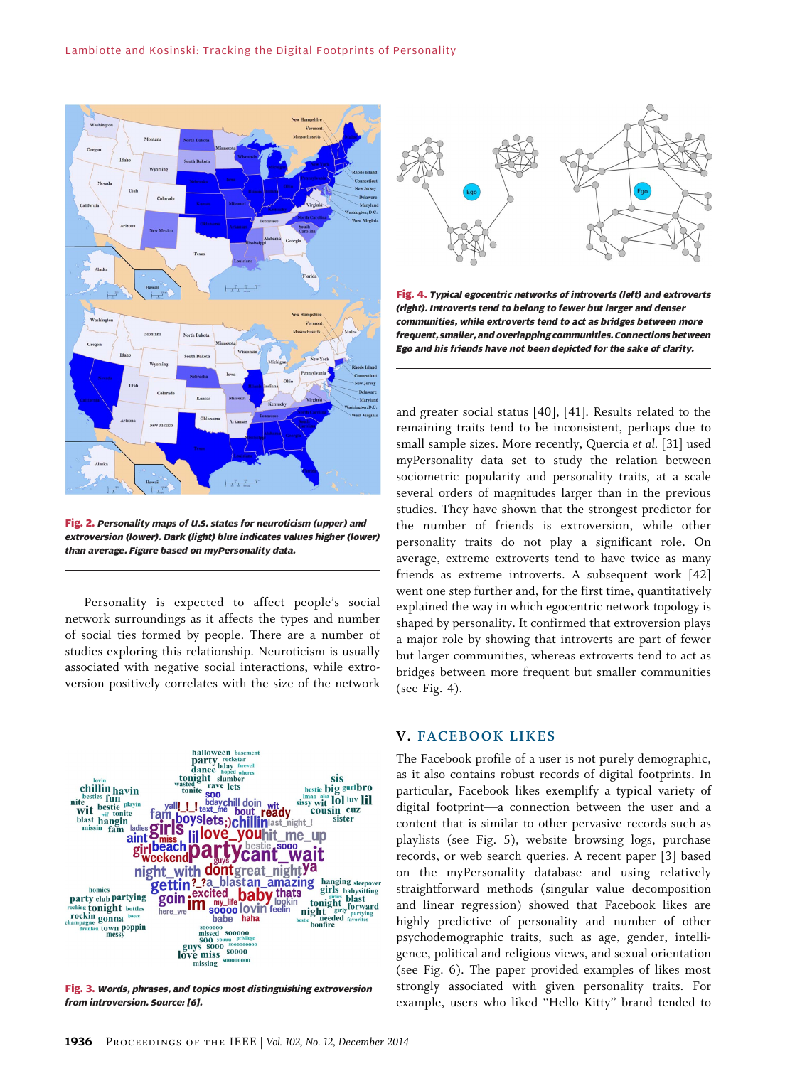Fig. 2. *Personality maps of U.S. states for neuroticism (upper) and extroversion (lower). Dark (light) blue indicates values higher (lower) than average. Figure based on myPersonality data.*

Personality is expected to affect people's social network surroundings as it affects the types and number of social ties formed by people. There are a number of studies exploring this relationship. Neuroticism is usually associated with negative social interactions, while extroversion positively correlates with the size of the network and greater social status [40], [41]. Results related to the remaining traits tend to be inconsistent, perhaps due to small sample sizes. More recently, Quercia *et al.* [31] used myPersonality data set to study the relation between sociometric popularity and personality traits, at a scale several orders of magnitudes larger than in the previous studies. They have shown that the strongest predictor for the number of friends is extroversion, while other personality traits do not play a significant role. On average, extreme extroverts tend to have twice as many friends as extreme introverts. A subsequent work [42] went one step further and, for the first time, quantitatively explained the way in which egocentric network topology is shaped by personality. It confirmed that extroversion plays a major role by showing that introverts are part of fewer but larger communities, whereas extroverts tend to act as bridges between more frequent but smaller communities (see Fig. 4).

Fig. 3. *Words, phrases, and topics most distinguishing extroversion from introversion. Source: [6].*

Fig. 4. *Typical egocentric networks of introverts (left) and extroverts (right). Introverts tend to belong to fewer but larger and denser communities, while extroverts tend to act as bridges between more frequent, smaller, and overlapping communities. Connections between Ego and his friends have not been depicted for the sake of clarity.*

## V. FACEBOOK LIKES

The Facebook profile of a user is not purely demographic, as it also contains robust records of digital footprints. In particular, Facebook likes exemplify a typical variety of digital footprint—a connection between the user and a content that is similar to other pervasive records such as playlists (see Fig. 5), website browsing logs, purchase records, or web search queries. A recent paper [3] based on the myPersonality database and using relatively straightforward methods (singular value decomposition and linear regression) showed that Facebook likes are highly predictive of personality and number of other psychodemographic traits, such as age, gender, intelligence, political and religious views, and sexual orientation (see Fig. 6). The paper provided examples of likes most strongly associated with given personality traits. For example, users who liked "Hello Kitty" brand tended to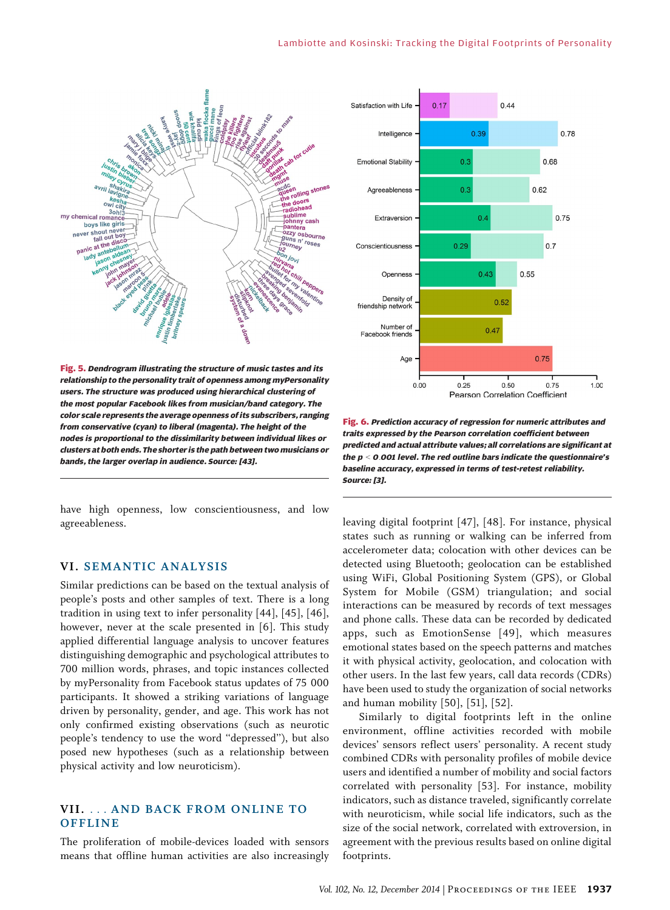**Fig. 5.** *Dendrogram illustrating the structure of music tastes and its relationship to the personality trait of openness among myPersonality users. The structure was produced using hierarchical clustering of the most popular Facebook likes from musician/band category. The color scale represents the average openness of its subscribers, ranging from conservative (cyan) to liberal (magenta). The height of the nodes is proportional to the dissimilarity between individual likes or clusters at both ends. The shorter is the path between two musicians or bands, the larger overlap in audience. Source: [43].*

**Fig. 6.** *Prediction accuracy of regression for numeric attributes and traits expressed by the Pearson correlation coefficient between predicted and actual attribute values; all correlations are significant at the $p < 0.001$ level. The red outline bars indicate the questionnaire's baseline accuracy, expressed in terms of test-retest reliability. Source: [3].*

have high openness, low conscientiousness, and low agreeableness.

## VI. SEMANTIC ANALYSIS

Similar predictions can be based on the textual analysis of people's posts and other samples of text. There is a long tradition in using text to infer personality [44], [45], [46], however, never at the scale presented in [6]. This study applied differential language analysis to uncover features distinguishing demographic and psychological attributes to 700 million words, phrases, and topic instances collected by myPersonality from Facebook status updates of 75 000 participants. It showed a striking variations of language driven by personality, gender, and age. This work has not only confirmed existing observations (such as neurotic people's tendency to use the word "depressed"), but also posed new hypotheses (such as a relationship between physical activity and low neuroticism).

## VII. . . . AND BACK FROM ONLINE TO OFFLINE

The proliferation of mobile-devices loaded with sensors means that offline human activities are also increasingly leaving digital footprint [47], [48]. For instance, physical states such as running or walking can be inferred from accelerometer data; colocation with other devices can be detected using Bluetooth; geolocation can be established using WiFi, Global Positioning System (GPS), or Global System for Mobile (GSM) triangulation; and social interactions can be measured by records of text messages and phone calls. These data can be recorded by dedicated apps, such as EmotionSense [49], which measures emotional states based on the speech patterns and matches it with physical activity, geolocation, and colocation with other users. In the last few years, call data records (CDRs) have been used to study the organization of social networks and human mobility [50], [51], [52].

Similarly to digital footprints left in the online environment, offline activities recorded with mobile devices' sensors reflect users' personality. A recent study combined CDRs with personality profiles of mobile device users and identified a number of mobility and social factors correlated with personality [53]. For instance, mobility indicators, such as distance traveled, significantly correlate with neuroticism, while social life indicators, such as the size of the social network, correlated with extroversion, in agreement with the previous results based on online digital footprints.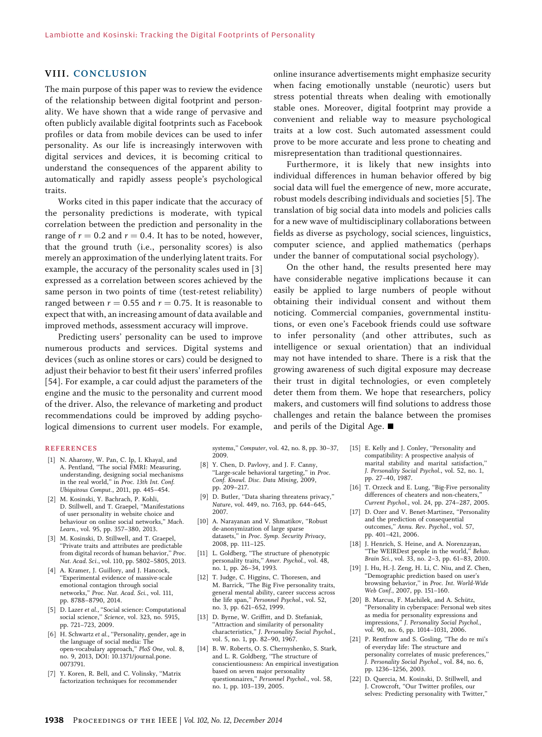## VIII. CONCLUSION

The main purpose of this paper was to review the evidence of the relationship between digital footprint and personality. We have shown that a wide range of pervasive and often publicly available digital footprints such as Facebook profiles or data from mobile devices can be used to infer personality. As our life is increasingly interwoven with digital services and devices, it is becoming critical to understand the consequences of the apparent ability to automatically and rapidly assess people's psychological traits.

Works cited in this paper indicate that the accuracy of the personality predictions is moderate, with typical correlation between the prediction and personality in the range of $r = 0.2$ and $r = 0.4$. It has to be noted, however, that the ground truth (i.e., personality scores) is also merely an approximation of the underlying latent traits. For example, the accuracy of the personality scales used in [3] expressed as a correlation between scores achieved by the same person in two points of time (test-retest reliability) ranged between $r = 0.55$ and $r = 0.75$. It is reasonable to expect that with, an increasing amount of data available and improved methods, assessment accuracy will improve.

Predicting users' personality can be used to improve numerous products and services. Digital systems and devices (such as online stores or cars) could be designed to adjust their behavior to best fit their users' inferred profiles [54]. For example, a car could adjust the parameters of the engine and the music to the personality and current mood of the driver. Also, the relevance of marketing and product recommendations could be improved by adding psychological dimensions to current user models. For example, online insurance advertisements might emphasize security when facing emotionally unstable (neurotic) users but stress potential threats when dealing with emotionally stable ones. Moreover, digital footprint may provide a convenient and reliable way to measure psychological traits at a low cost. Such automated assessment could prove to be more accurate and less prone to cheating and misrepresentation than traditional questionnaires.

Furthermore, it is likely that new insights into individual differences in human behavior offered by big social data will fuel the emergence of new, more accurate, robust models describing individuals and societies [5]. The translation of big social data into models and policies calls for a new wave of multidisciplinary collaborations between fields as diverse as psychology, social sciences, linguistics, computer science, and applied mathematics (perhaps under the banner of computational social psychology).

On the other hand, the results presented here may have considerable negative implications because it can easily be applied to large numbers of people without obtaining their individual consent and without them noticing. Commercial companies, governmental institutions, or even one's Facebook friends could use software to infer personality (and other attributes, such as intelligence or sexual orientation) that an individual may not have intended to share. There is a risk that the growing awareness of such digital exposure may decrease their trust in digital technologies, or even completely deter them from them. We hope that researchers, policy makers, and customers will find solutions to address those challenges and retain the balance between the promises and perils of the Digital Age. ■

## REFERENCES

[1] N. Aharony, W. Pan, C. Ip, I. Khayal, and A. Pentland, "The social FMRI: Measuring, understanding, designing social mechanisms in the real world," in *Proc. 13th Int. Conf. Ubiquitous Comput.*, 2011, pp. 445–454.

[2] M. Kosinski, Y. Bachrach, P. Kohli, D. Stillwell, and T. Graepel, "Manifestations of user personality in website choice and behaviour on online social networks," *Mach. Learn.*, vol. 95, pp. 357–380, 2013.

[3] M. Kosinski, D. Stillwell, and T. Graepel, "Private traits and attributes are predictable from digital records of human behavior," *Proc. Nat. Acad. Sci.*, vol. 110, pp. 5802–5805, 2013.

[4] A. Kramer, J. Guillory, and J. Hancock, "Experimental evidence of massive-scale emotional contagion through social networks," *Proc. Nat. Acad. Sci.*, vol. 111, pp. 8788–8790, 2014.

[5] D. Lazer *et al.*, "Social science: Computational social science," *Science*, vol. 323, no. 5915, pp. 721–723, 2009.

[6] H. Schwartz *et al.*, "Personality, gender, age in the language of social media: The open-vocabulary approach," *PloS One*, vol. 8, no. 9, 2013, DOI: 10.1371/journal.pone.0073791.

[7] Y. Koren, R. Bell, and C. Volinsky, "Matrix factorization techniques for recommender systems," *Computer*, vol. 42, no. 8, pp. 30–37, 2009.

[8] Y. Chen, D. Pavlovy, and J. F. Canny, "Large-scale behavioral targeting," in *Proc. Conf. Knowl. Disc. Data Mining*, 2009, pp. 209–217.

[9] D. Butler, "Data sharing threatens privacy," *Nature*, vol. 449, no. 7163, pp. 644–645, 2007.

[10] A. Narayanan and V. Shmatikov, "Robust de-anonymization of large sparse datasets," in *Proc. Symp. Security Privacy*, 2008, pp. 111–125.

[11] L. Goldberg, "The structure of phenotypic personality traits," *Amer. Psychol.*, vol. 48, no. 1, pp. 26–34, 1993.

[12] T. Judge, C. Higgins, C. Thoresen, and M. Barrick, "The Big Five personality traits, general mental ability, career success across the life span," *Personnel Psychol.*, vol. 52, no. 3, pp. 621–652, 1999.

[13] D. Byrne, W. Griffitt, and D. Stefaniak, "Attraction and similarity of personality characteristics," *J. Personality Social Psychol.*, vol. 5, no. 1, pp. 82–90, 1967.

[14] B. W. Roberts, O. S. Chernyshenko, S. Stark, and L. R. Goldberg, "The structure of conscientiousness: An empirical investigation based on seven major personality questionnaires," *Personnel Psychol.*, vol. 58, no. 1, pp. 103–139, 2005.

[15] E. Kelly and J. Conley, "Personality and compatibility: A prospective analysis of marital stability and marital satisfaction," *J. Personality Social Psychol.*, vol. 52, no. 1, pp. 27–40, 1987.

[16] T. Orzeck and E. Lung, "Big-Five personality differences of cheaters and non-cheaters," *Current Psychol.*, vol. 24, pp. 274–287, 2005.

[17] D. Ozer and V. Benet-Martinez, "Personality and the prediction of consequential outcomes," *Annu. Rev. Psychol.*, vol. 57, pp. 401–421, 2006.

[18] J. Henrich, S. Heine, and A. Norenzayan, "The WEIRDest people in the world," *Behav. Brain Sci.*, vol. 33, no. 2–3, pp. 61–83, 2010.

[19] J. Hu, H.-J. Zeng, H. Li, C. Niu, and Z. Chen, "Demographic prediction based on user's browsing behavior," in *Proc. Int. World-Wide Web Conf.*, 2007, pp. 151–160.

[20] B. Marcus, F. Machilek, and A. Schütz, "Personality in cyberspace: Personal web sites as media for personality expressions and impressions," *J. Personality Social Psychol.*, vol. 90, no. 6, pp. 1014–1031, 2006.

[21] P. Rentfrow and S. Gosling, "The do re mi's of everyday life: The structure and personality correlates of music preferences," *J. Personality Social Psychol.*, vol. 84, no. 6, pp. 1236–1256, 2003.

[22] D. Quercia, M. Kosinski, D. Stillwell, and J. Crowcroft, "Our Twitter profiles, our selves: Predicting personality with Twitter,"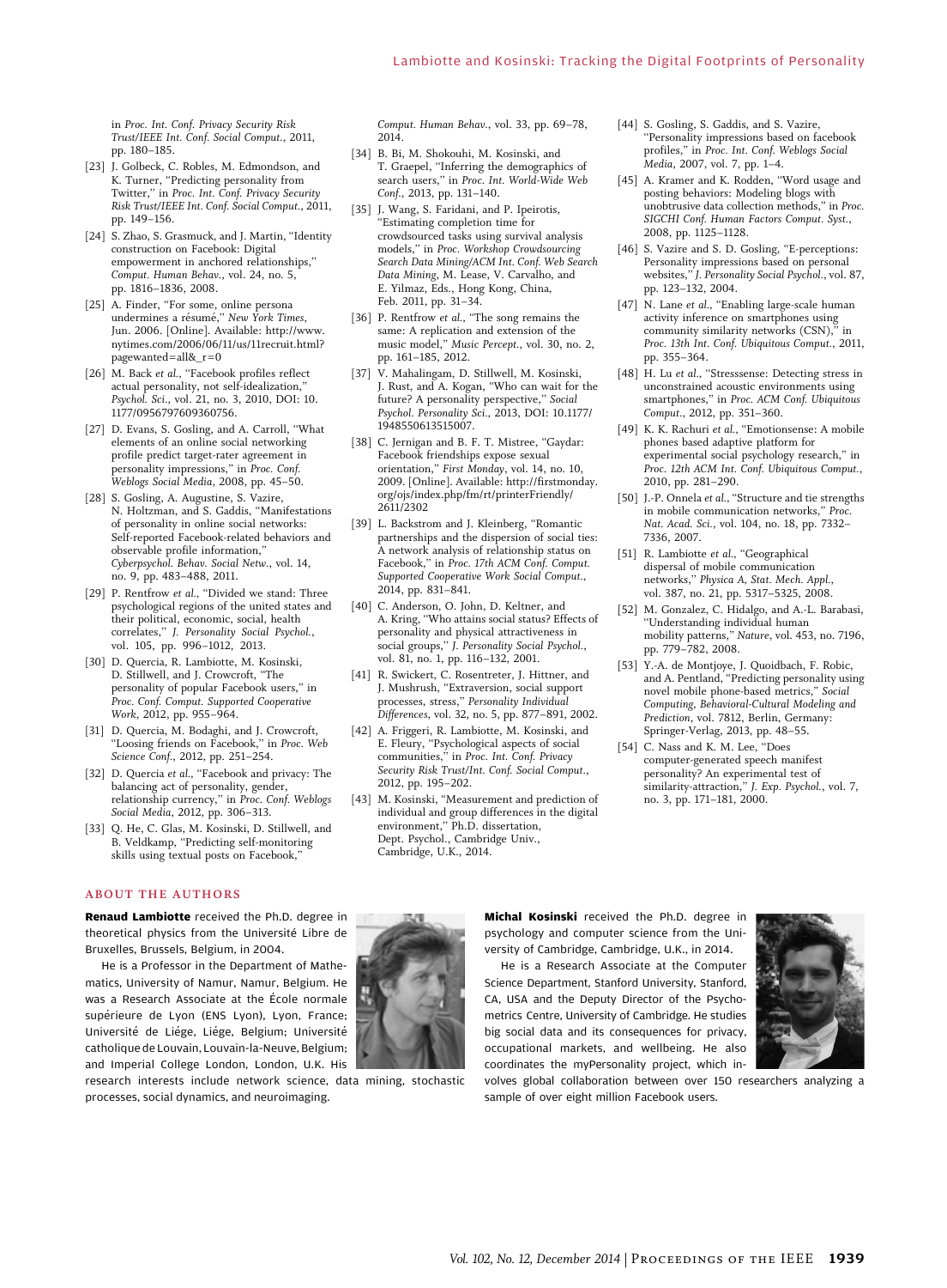in *Proc. Int. Conf. Privacy Security Risk Trust/IEEE Int. Conf. Social Comput.*, 2011, pp. 180–185.

[23] J. Golbeck, C. Robles, M. Edmondson, and K. Turner, "Predicting personality from Twitter," in *Proc. Int. Conf. Privacy Security Risk Trust/IEEE Int. Conf. Social Comput.*, 2011, pp. 149–156.

[24] S. Zhao, S. Grasmuck, and J. Martin, "Identity construction on Facebook: Digital empowerment in anchored relationships," *Comput. Human Behav.*, vol. 24, no. 5, pp. 1816–1836, 2008.

[25] A. Finder, "For some, online persona undermines a résumé," *New York Times*, Jun. 2006. [Online]. Available: http://www.nytimes.com/2006/06/11/us/11recruit.html?pagewanted=all&_r=0

[26] M. Back *et al.*, "Facebook profiles reflect actual personality, not self-idealization," *Psychol. Sci.*, vol. 21, no. 3, 2010, DOI: 10.1177/0956797609360756.

[27] D. Evans, S. Gosling, and A. Carroll, "What elements of an online social networking profile predict target-rater agreement in personality impressions," in *Proc. Conf. Weblogs Social Media*, 2008, pp. 45–50.

[28] S. Gosling, A. Augustine, S. Vazire, N. Holtzman, and S. Gaddis, "Manifestations of personality in online social networks: Self-reported Facebook-related behaviors and observable profile information," *Cyberpsychol. Behav. Social Netw.*, vol. 14, no. 9, pp. 483–488, 2011.

[29] P. Rentfrow *et al.*, "Divided we stand: Three psychological regions of the united states and their political, economic, social, health correlates," *J. Personality Social Psychol.*, vol. 105, pp. 996–1012, 2013.

[30] D. Quercia, R. Lambiotte, M. Kosinski, D. Stillwell, and J. Crowcroft, "The personality of popular Facebook users," in *Proc. Conf. Comput. Supported Cooperative Work*, 2012, pp. 955–964.

[31] D. Quercia, M. Bodaghi, and J. Crowcroft, "Loosing friends on Facebook," in *Proc. Web Science Conf.*, 2012, pp. 251–254.

[32] D. Quercia *et al.*, "Facebook and privacy: The balancing act of personality, gender, relationship currency," in *Proc. Conf. Weblogs Social Media*, 2012, pp. 306–313.

[33] Q. He, C. Glas, M. Kosinski, D. Stillwell, and B. Veldkamp, "Predicting self-monitoring skills using textual posts on Facebook," *Comput. Human Behav.*, vol. 33, pp. 69–78, 2014.

[34] B. Bi, M. Shokouhi, M. Kosinski, and T. Graepel, "Inferring the demographics of search users," in *Proc. Int. World-Wide Web Conf.*, 2013, pp. 131–140.

[35] J. Wang, S. Faridani, and P. Ipeirotis, "Estimating completion time for crowdsourced tasks using survival analysis models," in *Proc. Workshop Crowdsourcing Search Data Mining/ACM Int. Conf. Web Search Data Mining*, M. Lease, V. Carvalho, and E. Yilmaz, Eds., Hong Kong, China, Feb. 2011, pp. 31–34.

[36] P. Rentfrow *et al.*, "The song remains the same: A replication and extension of the music model," *Music Percept.*, vol. 30, no. 2, pp. 161–185, 2012.

[37] V. Mahalingam, D. Stillwell, M. Kosinski, J. Rust, and A. Kogan, "Who can wait for the future? A personality perspective," *Social Psychol. Personality Sci.*, 2013, DOI: 10.1177/1948550613515007.

[38] C. Jernigan and B. F. T. Mistree, "Gaydar: Facebook friendships expose sexual orientation," *First Monday*, vol. 14, no. 10, 2009. [Online]. Available: http://firstmonday.org/ojs/index.php/fm/rt/printerFriendly/2611/2302

[39] L. Backstrom and J. Kleinberg, "Romantic partnerships and the dispersion of social ties: A network analysis of relationship status on Facebook," in *Proc. 17th ACM Conf. Comput. Supported Cooperative Work Social Comput.*, 2014, pp. 831–841.

[40] C. Anderson, O. John, D. Keltner, and A. Kring, "Who attains social status? Effects of personality and physical attractiveness in social groups," *J. Personality Social Psychol.*, vol. 81, no. 1, pp. 116–132, 2001.

[41] R. Swickert, C. Rosentreter, J. Hittner, and J. Mushrush, "Extraversion, social support processes, stress," *Personality Individual Differences*, vol. 32, no. 5, pp. 877–891, 2002.

[42] A. Friggeri, R. Lambiotte, M. Kosinski, and E. Fleury, "Psychological aspects of social communities," in *Proc. Int. Conf. Privacy Security Risk Trust/Int. Conf. Social Comput.*, 2012, pp. 195–202.

[43] M. Kosinski, "Measurement and prediction of individual and group differences in the digital environment," Ph.D. dissertation, Dept. Psychol., Cambridge Univ., Cambridge, U.K., 2014.

[44] S. Gosling, S. Gaddis, and S. Vazire, "Personality impressions based on facebook profiles," in *Proc. Int. Conf. Weblogs Social Media*, 2007, vol. 7, pp. 1–4.

[45] A. Kramer and K. Rodden, "Word usage and posting behaviors: Modeling blogs with unobtrusive data collection methods," in *Proc. SIGCHI Conf. Human Factors Comput. Syst.*, 2008, pp. 1125–1128.

[46] S. Vazire and S. D. Gosling, "E-perceptions: Personality impressions based on personal websites," *J. Personality Social Psychol.*, vol. 87, pp. 123–132, 2004.

[47] N. Lane *et al.*, "Enabling large-scale human activity inference on smartphones using community similarity networks (CSN)," in *Proc. 13th Int. Conf. Ubiquitous Comput.*, 2011, pp. 355–364.

[48] H. Lu *et al.*, "Stresssense: Detecting stress in unconstrained acoustic environments using smartphones," in *Proc. ACM Conf. Ubiquitous Comput.*, 2012, pp. 351–360.

[49] K. K. Rachuri *et al.*, "Emotionsense: A mobile phones based adaptive platform for experimental social psychology research," in *Proc. 12th ACM Int. Conf. Ubiquitous Comput.*, 2010, pp. 281–290.

[50] J.-P. Onnela *et al.*, "Structure and tie strengths in mobile communication networks," *Proc. Nat. Acad. Sci.*, vol. 104, no. 18, pp. 7332–7336, 2007.

[51] R. Lambiotte *et al.*, "Geographical dispersal of mobile communication networks," *Physica A, Stat. Mech. Appl.*, vol. 387, no. 21, pp. 5317–5325, 2008.

[52] M. Gonzalez, C. Hidalgo, and A.-L. Barabasi, "Understanding individual human mobility patterns," *Nature*, vol. 453, no. 7196, pp. 779–782, 2008.

[53] Y.-A. de Montjoye, J. Quoidbach, F. Robic, and A. Pentland, "Predicting personality using novel mobile phone-based metrics," *Social Computing, Behavioral-Cultural Modeling and Prediction*, vol. 7812, Berlin, Germany: Springer-Verlag, 2013, pp. 48–55.

[54] C. Nass and K. M. Lee, "Does computer-generated speech manifest personality? An experimental test of similarity-attraction," *J. Exp. Psychol.*, vol. 7, no. 3, pp. 171–181, 2000.

## ABOUT THE AUTHORS

**Renaud Lambiotte** received the Ph.D. degree in theoretical physics from the Université Libre de Bruxelles, Brussels, Belgium, in 2004.

He is a Professor in the Department of Mathematics, University of Namur, Namur, Belgium. He was a Research Associate at the École normale supérieure de Lyon (ENS Lyon), Lyon, France; Université de Liége, Liége, Belgium; Université catholique de Louvain, Louvain-la-Neuve, Belgium; and Imperial College London, London, U.K. His research interests include network science, data mining, stochastic processes, social dynamics, and neuroimaging.

**Michal Kosinski** received the Ph.D. degree in psychology and computer science from the University of Cambridge, Cambridge, U.K., in 2014.

He is a Research Associate at the Computer Science Department, Stanford University, Stanford, CA, USA and the Deputy Director of the Psychometrics Centre, University of Cambridge. He studies big social data and its consequences for privacy, occupational markets, and wellbeing. He also coordinates the myPersonality project, which involves global collaboration between over 150 researchers analyzing a sample of over eight million Facebook users.